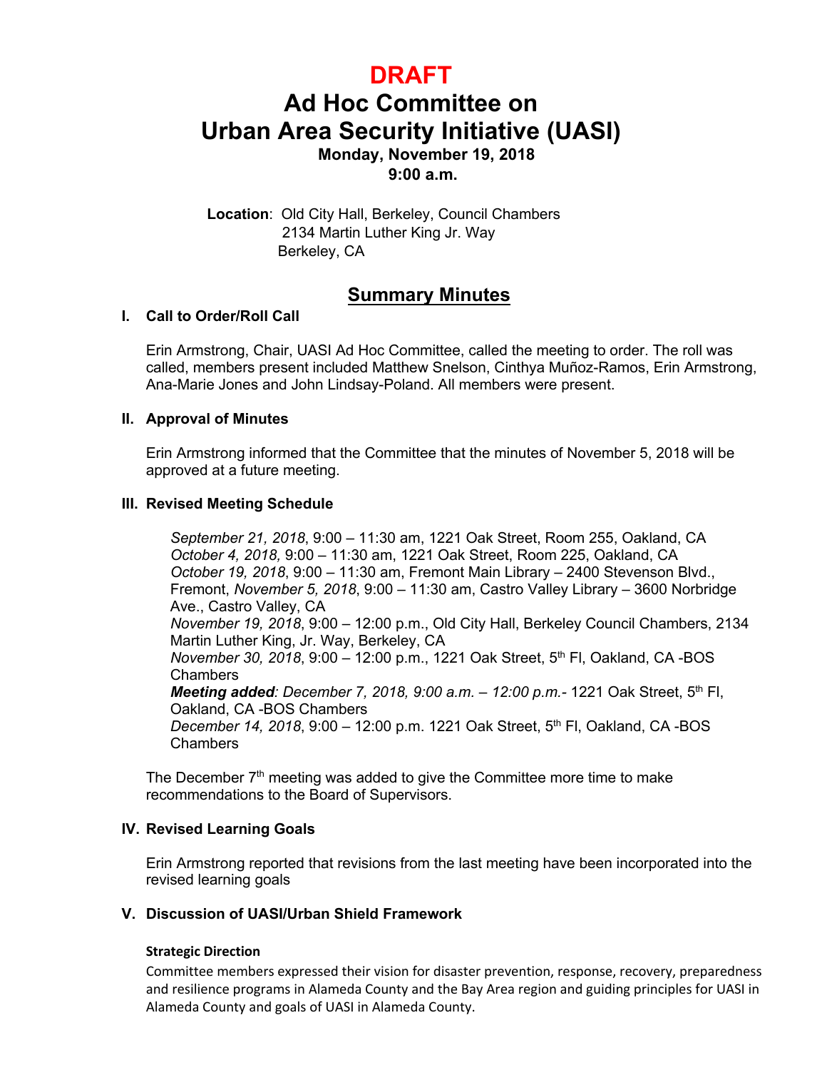# DRAFT

# Ad Hoc Committee on Urban Area Security Initiative (UASI)

**Monday, November 19, 2018**
**9:00 a.m.**

**Location**: Old City Hall, Berkeley, Council Chambers
2134 Martin Luther King Jr. Way
Berkeley, CA

## Summary Minutes

### I. Call to Order/Roll Call

Erin Armstrong, Chair, UASI Ad Hoc Committee, called the meeting to order. The roll was called, members present included Matthew Snelson, Cinthya Muñoz-Ramos, Erin Armstrong, Ana-Marie Jones and John Lindsay-Poland. All members were present.

### II. Approval of Minutes

Erin Armstrong informed that the Committee that the minutes of November 5, 2018 will be approved at a future meeting.

### III. Revised Meeting Schedule

*September 21, 2018*, 9:00 – 11:30 am, 1221 Oak Street, Room 255, Oakland, CA
*October 4, 2018,* 9:00 – 11:30 am, 1221 Oak Street, Room 225, Oakland, CA
*October 19, 2018*, 9:00 – 11:30 am, Fremont Main Library – 2400 Stevenson Blvd., Fremont, *November 5, 2018*, 9:00 – 11:30 am, Castro Valley Library – 3600 Norbridge Ave., Castro Valley, CA
*November 19, 2018*, 9:00 – 12:00 p.m., Old City Hall, Berkeley Council Chambers, 2134 Martin Luther King, Jr. Way, Berkeley, CA
*November 30, 2018*, 9:00 – 12:00 p.m., 1221 Oak Street, 5th Fl, Oakland, CA -BOS Chambers
***Meeting added****: December 7, 2018, 9:00 a.m. – 12:00 p.m.*- 1221 Oak Street, 5th Fl, Oakland, CA -BOS Chambers
*December 14, 2018*, 9:00 – 12:00 p.m. 1221 Oak Street, 5th Fl, Oakland, CA -BOS Chambers

The December 7th meeting was added to give the Committee more time to make recommendations to the Board of Supervisors.

### IV. Revised Learning Goals

Erin Armstrong reported that revisions from the last meeting have been incorporated into the revised learning goals

### V. Discussion of UASI/Urban Shield Framework

#### Strategic Direction

Committee members expressed their vision for disaster prevention, response, recovery, preparedness and resilience programs in Alameda County and the Bay Area region and guiding principles for UASI in Alameda County and goals of UASI in Alameda County.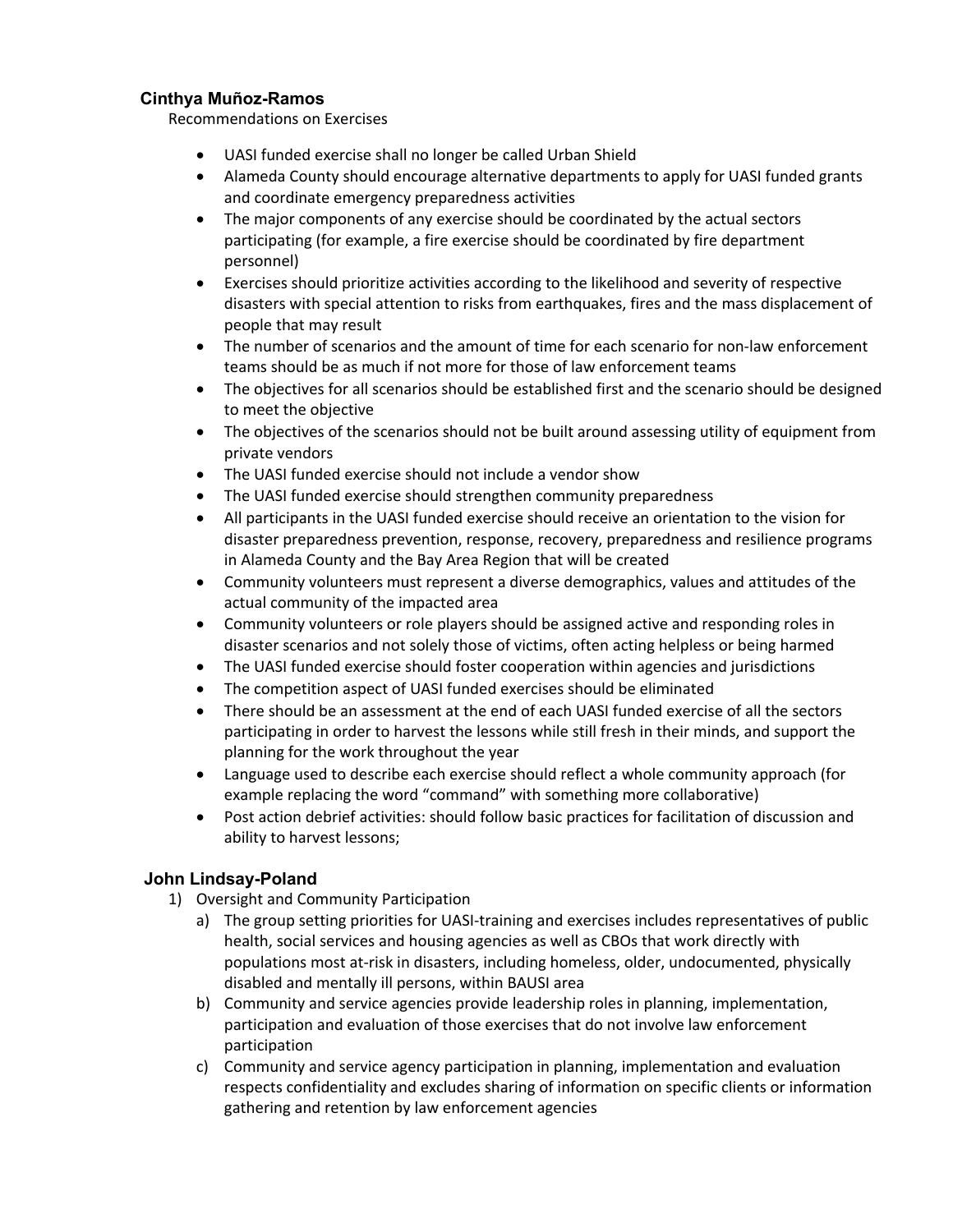### Cinthya Muñoz-Ramos

Recommendations on Exercises

- UASI funded exercise shall no longer be called Urban Shield
- Alameda County should encourage alternative departments to apply for UASI funded grants and coordinate emergency preparedness activities
- The major components of any exercise should be coordinated by the actual sectors participating (for example, a fire exercise should be coordinated by fire department personnel)
- Exercises should prioritize activities according to the likelihood and severity of respective disasters with special attention to risks from earthquakes, fires and the mass displacement of people that may result
- The number of scenarios and the amount of time for each scenario for non-law enforcement teams should be as much if not more for those of law enforcement teams
- The objectives for all scenarios should be established first and the scenario should be designed to meet the objective
- The objectives of the scenarios should not be built around assessing utility of equipment from private vendors
- The UASI funded exercise should not include a vendor show
- The UASI funded exercise should strengthen community preparedness
- All participants in the UASI funded exercise should receive an orientation to the vision for disaster preparedness prevention, response, recovery, preparedness and resilience programs in Alameda County and the Bay Area Region that will be created
- Community volunteers must represent a diverse demographics, values and attitudes of the actual community of the impacted area
- Community volunteers or role players should be assigned active and responding roles in disaster scenarios and not solely those of victims, often acting helpless or being harmed
- The UASI funded exercise should foster cooperation within agencies and jurisdictions
- The competition aspect of UASI funded exercises should be eliminated
- There should be an assessment at the end of each UASI funded exercise of all the sectors participating in order to harvest the lessons while still fresh in their minds, and support the planning for the work throughout the year
- Language used to describe each exercise should reflect a whole community approach (for example replacing the word "command" with something more collaborative)
- Post action debrief activities: should follow basic practices for facilitation of discussion and ability to harvest lessons;

### John Lindsay-Poland

1) Oversight and Community Participation
   a) The group setting priorities for UASI-training and exercises includes representatives of public health, social services and housing agencies as well as CBOs that work directly with populations most at-risk in disasters, including homeless, older, undocumented, physically disabled and mentally ill persons, within BAUSI area
   b) Community and service agencies provide leadership roles in planning, implementation, participation and evaluation of those exercises that do not involve law enforcement participation
   c) Community and service agency participation in planning, implementation and evaluation respects confidentiality and excludes sharing of information on specific clients or information gathering and retention by law enforcement agencies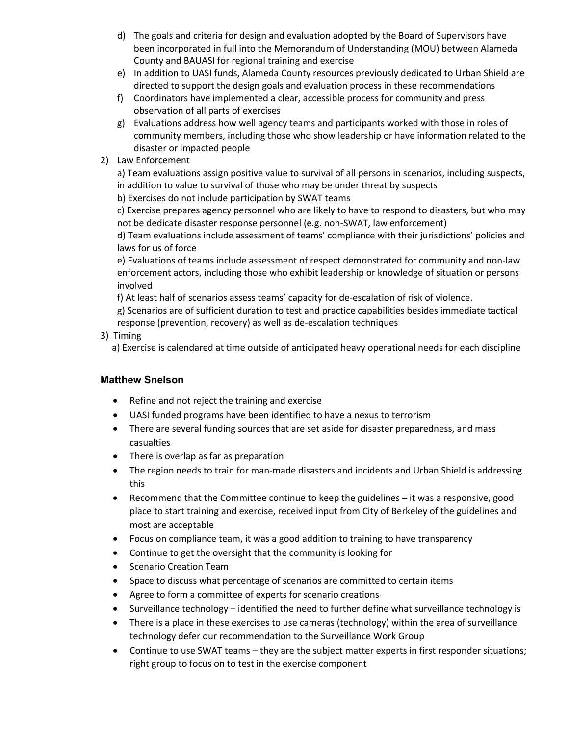d) The goals and criteria for design and evaluation adopted by the Board of Supervisors have been incorporated in full into the Memorandum of Understanding (MOU) between Alameda County and BAUASI for regional training and exercise

e) In addition to UASI funds, Alameda County resources previously dedicated to Urban Shield are directed to support the design goals and evaluation process in these recommendations

f) Coordinators have implemented a clear, accessible process for community and press observation of all parts of exercises

g) Evaluations address how well agency teams and participants worked with those in roles of community members, including those who show leadership or have information related to the disaster or impacted people

2) Law Enforcement

a) Team evaluations assign positive value to survival of all persons in scenarios, including suspects, in addition to value to survival of those who may be under threat by suspects

b) Exercises do not include participation by SWAT teams

c) Exercise prepares agency personnel who are likely to have to respond to disasters, but who may not be dedicate disaster response personnel (e.g. non-SWAT, law enforcement)

d) Team evaluations include assessment of teams' compliance with their jurisdictions' policies and laws for us of force

e) Evaluations of teams include assessment of respect demonstrated for community and non-law enforcement actors, including those who exhibit leadership or knowledge of situation or persons involved

f) At least half of scenarios assess teams' capacity for de-escalation of risk of violence.

g) Scenarios are of sufficient duration to test and practice capabilities besides immediate tactical response (prevention, recovery) as well as de-escalation techniques

3) Timing

a) Exercise is calendared at time outside of anticipated heavy operational needs for each discipline

### Matthew Snelson

- Refine and not reject the training and exercise
- UASI funded programs have been identified to have a nexus to terrorism
- There are several funding sources that are set aside for disaster preparedness, and mass casualties
- There is overlap as far as preparation
- The region needs to train for man-made disasters and incidents and Urban Shield is addressing this
- Recommend that the Committee continue to keep the guidelines – it was a responsive, good place to start training and exercise, received input from City of Berkeley of the guidelines and most are acceptable
- Focus on compliance team, it was a good addition to training to have transparency
- Continue to get the oversight that the community is looking for
- Scenario Creation Team
- Space to discuss what percentage of scenarios are committed to certain items
- Agree to form a committee of experts for scenario creations
- Surveillance technology – identified the need to further define what surveillance technology is
- There is a place in these exercises to use cameras (technology) within the area of surveillance technology defer our recommendation to the Surveillance Work Group
- Continue to use SWAT teams – they are the subject matter experts in first responder situations; right group to focus on to test in the exercise component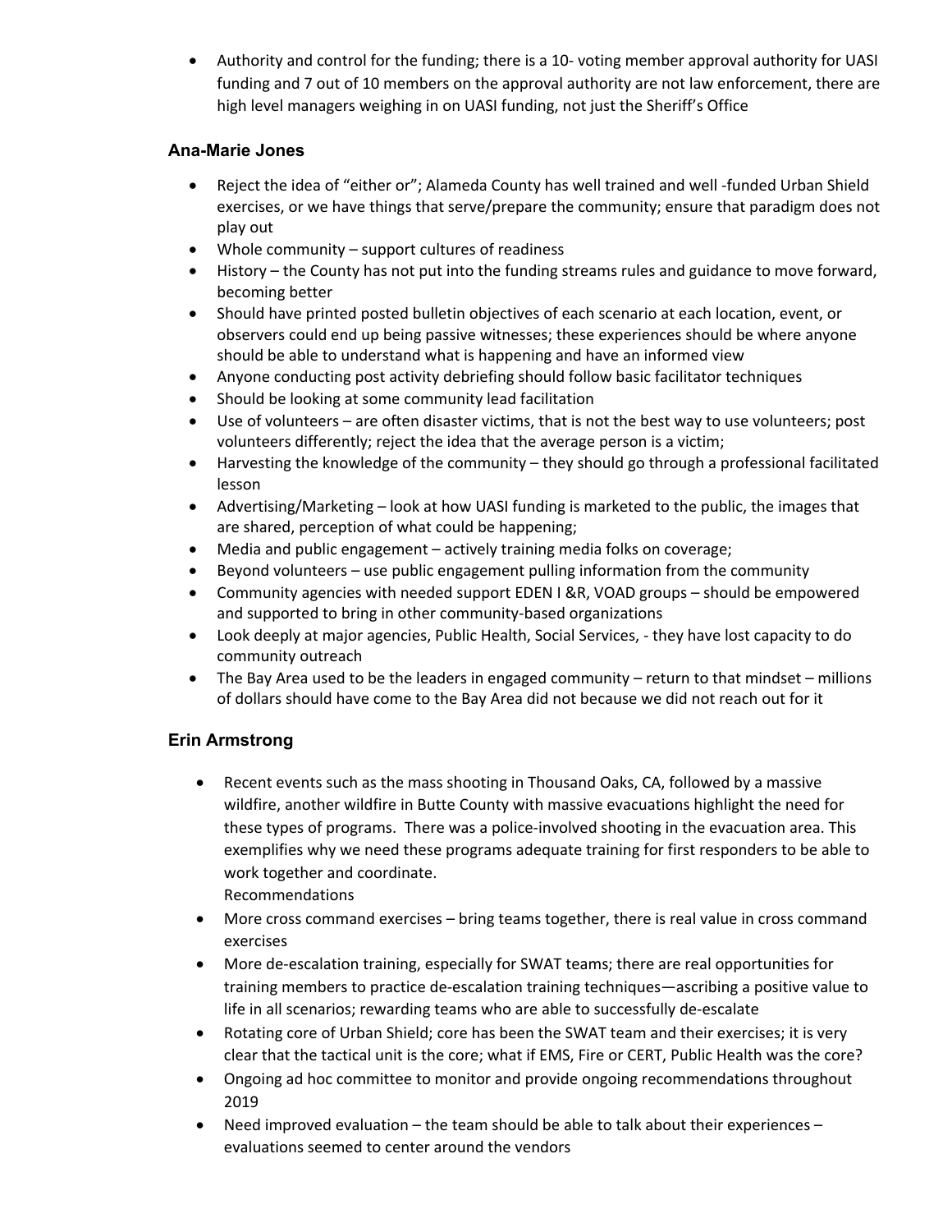- Authority and control for the funding; there is a 10- voting member approval authority for UASI funding and 7 out of 10 members on the approval authority are not law enforcement, there are high level managers weighing in on UASI funding, not just the Sheriff's Office

### Ana-Marie Jones

- Reject the idea of "either or"; Alameda County has well trained and well -funded Urban Shield exercises, or we have things that serve/prepare the community; ensure that paradigm does not play out
- Whole community – support cultures of readiness
- History – the County has not put into the funding streams rules and guidance to move forward, becoming better
- Should have printed posted bulletin objectives of each scenario at each location, event, or observers could end up being passive witnesses; these experiences should be where anyone should be able to understand what is happening and have an informed view
- Anyone conducting post activity debriefing should follow basic facilitator techniques
- Should be looking at some community lead facilitation
- Use of volunteers – are often disaster victims, that is not the best way to use volunteers; post volunteers differently; reject the idea that the average person is a victim;
- Harvesting the knowledge of the community – they should go through a professional facilitated lesson
- Advertising/Marketing – look at how UASI funding is marketed to the public, the images that are shared, perception of what could be happening;
- Media and public engagement – actively training media folks on coverage;
- Beyond volunteers – use public engagement pulling information from the community
- Community agencies with needed support EDEN I &R, VOAD groups – should be empowered and supported to bring in other community-based organizations
- Look deeply at major agencies, Public Health, Social Services, - they have lost capacity to do community outreach
- The Bay Area used to be the leaders in engaged community – return to that mindset – millions of dollars should have come to the Bay Area did not because we did not reach out for it

### Erin Armstrong

- Recent events such as the mass shooting in Thousand Oaks, CA, followed by a massive wildfire, another wildfire in Butte County with massive evacuations highlight the need for these types of programs. There was a police-involved shooting in the evacuation area. This exemplifies why we need these programs adequate training for first responders to be able to work together and coordinate.
  Recommendations
- More cross command exercises – bring teams together, there is real value in cross command exercises
- More de-escalation training, especially for SWAT teams; there are real opportunities for training members to practice de-escalation training techniques—ascribing a positive value to life in all scenarios; rewarding teams who are able to successfully de-escalate
- Rotating core of Urban Shield; core has been the SWAT team and their exercises; it is very clear that the tactical unit is the core; what if EMS, Fire or CERT, Public Health was the core?
- Ongoing ad hoc committee to monitor and provide ongoing recommendations throughout 2019
- Need improved evaluation – the team should be able to talk about their experiences – evaluations seemed to center around the vendors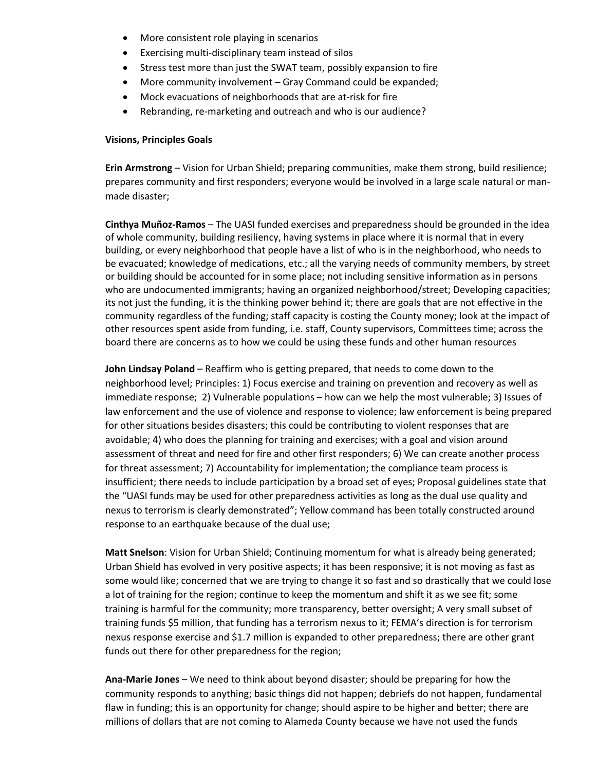- More consistent role playing in scenarios
- Exercising multi-disciplinary team instead of silos
- Stress test more than just the SWAT team, possibly expansion to fire
- More community involvement – Gray Command could be expanded;
- Mock evacuations of neighborhoods that are at-risk for fire
- Rebranding, re-marketing and outreach and who is our audience?

**Visions, Principles Goals**

**Erin Armstrong** – Vision for Urban Shield; preparing communities, make them strong, build resilience; prepares community and first responders; everyone would be involved in a large scale natural or man-made disaster;

**Cinthya Muñoz-Ramos** – The UASI funded exercises and preparedness should be grounded in the idea of whole community, building resiliency, having systems in place where it is normal that in every building, or every neighborhood that people have a list of who is in the neighborhood, who needs to be evacuated; knowledge of medications, etc.; all the varying needs of community members, by street or building should be accounted for in some place; not including sensitive information as in persons who are undocumented immigrants; having an organized neighborhood/street; Developing capacities; its not just the funding, it is the thinking power behind it; there are goals that are not effective in the community regardless of the funding; staff capacity is costing the County money; look at the impact of other resources spent aside from funding, i.e. staff, County supervisors, Committees time; across the board there are concerns as to how we could be using these funds and other human resources

**John Lindsay Poland** – Reaffirm who is getting prepared, that needs to come down to the neighborhood level; Principles: 1) Focus exercise and training on prevention and recovery as well as immediate response; 2) Vulnerable populations – how can we help the most vulnerable; 3) Issues of law enforcement and the use of violence and response to violence; law enforcement is being prepared for other situations besides disasters; this could be contributing to violent responses that are avoidable; 4) who does the planning for training and exercises; with a goal and vision around assessment of threat and need for fire and other first responders; 6) We can create another process for threat assessment; 7) Accountability for implementation; the compliance team process is insufficient; there needs to include participation by a broad set of eyes; Proposal guidelines state that the "UASI funds may be used for other preparedness activities as long as the dual use quality and nexus to terrorism is clearly demonstrated"; Yellow command has been totally constructed around response to an earthquake because of the dual use;

**Matt Snelson**: Vision for Urban Shield; Continuing momentum for what is already being generated; Urban Shield has evolved in very positive aspects; it has been responsive; it is not moving as fast as some would like; concerned that we are trying to change it so fast and so drastically that we could lose a lot of training for the region; continue to keep the momentum and shift it as we see fit; some training is harmful for the community; more transparency, better oversight; A very small subset of training funds $5 million, that funding has a terrorism nexus to it; FEMA's direction is for terrorism nexus response exercise and $1.7 million is expanded to other preparedness; there are other grant funds out there for other preparedness for the region;

**Ana-Marie Jones** – We need to think about beyond disaster; should be preparing for how the community responds to anything; basic things did not happen; debriefs do not happen, fundamental flaw in funding; this is an opportunity for change; should aspire to be higher and better; there are millions of dollars that are not coming to Alameda County because we have not used the funds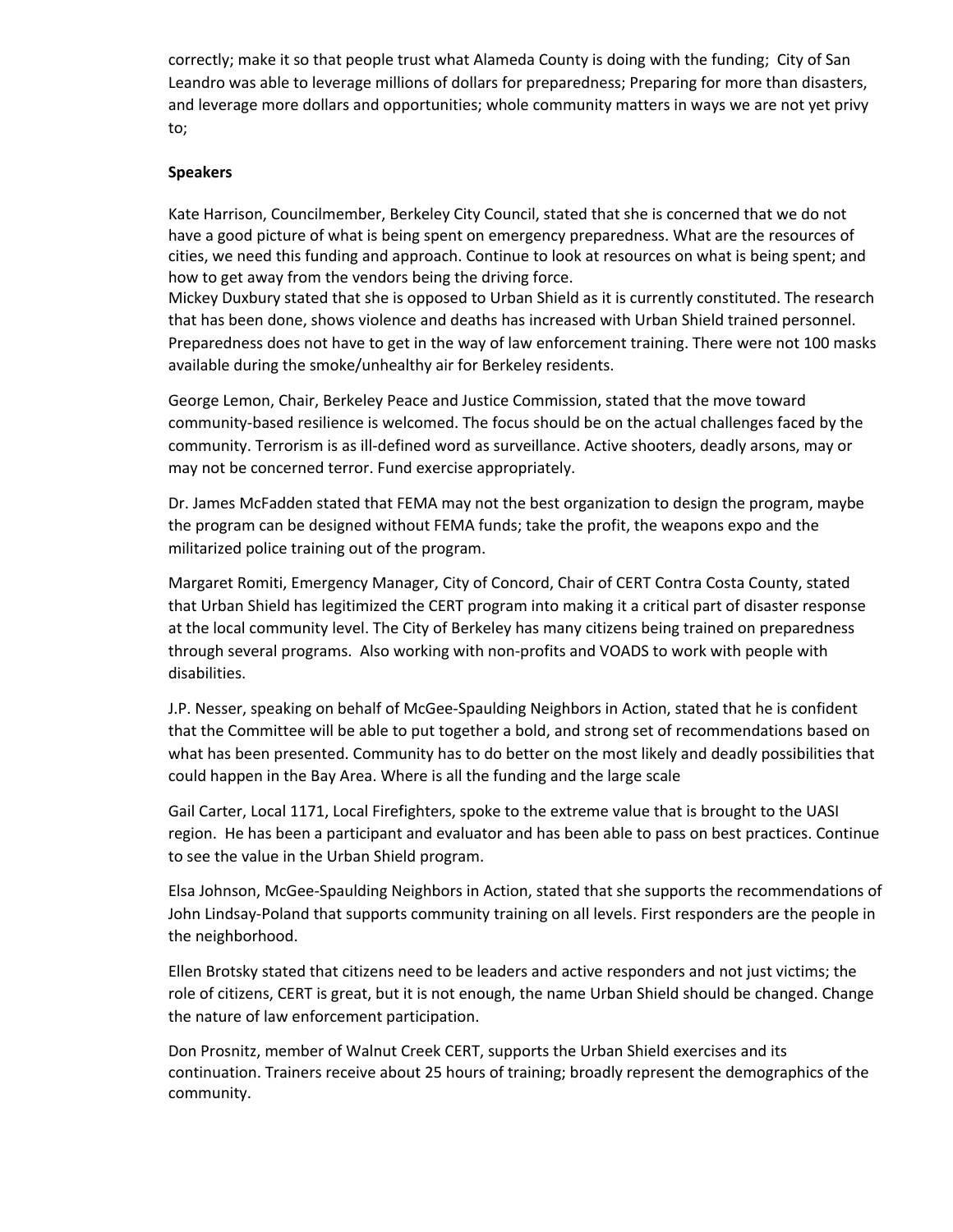correctly; make it so that people trust what Alameda County is doing with the funding; City of San Leandro was able to leverage millions of dollars for preparedness; Preparing for more than disasters, and leverage more dollars and opportunities; whole community matters in ways we are not yet privy to;

**Speakers**

Kate Harrison, Councilmember, Berkeley City Council, stated that she is concerned that we do not have a good picture of what is being spent on emergency preparedness. What are the resources of cities, we need this funding and approach. Continue to look at resources on what is being spent; and how to get away from the vendors being the driving force.
Mickey Duxbury stated that she is opposed to Urban Shield as it is currently constituted. The research that has been done, shows violence and deaths has increased with Urban Shield trained personnel. Preparedness does not have to get in the way of law enforcement training. There were not 100 masks available during the smoke/unhealthy air for Berkeley residents.

George Lemon, Chair, Berkeley Peace and Justice Commission, stated that the move toward community-based resilience is welcomed. The focus should be on the actual challenges faced by the community. Terrorism is as ill-defined word as surveillance. Active shooters, deadly arsons, may or may not be concerned terror. Fund exercise appropriately.

Dr. James McFadden stated that FEMA may not the best organization to design the program, maybe the program can be designed without FEMA funds; take the profit, the weapons expo and the militarized police training out of the program.

Margaret Romiti, Emergency Manager, City of Concord, Chair of CERT Contra Costa County, stated that Urban Shield has legitimized the CERT program into making it a critical part of disaster response at the local community level. The City of Berkeley has many citizens being trained on preparedness through several programs. Also working with non-profits and VOADS to work with people with disabilities.

J.P. Nesser, speaking on behalf of McGee-Spaulding Neighbors in Action, stated that he is confident that the Committee will be able to put together a bold, and strong set of recommendations based on what has been presented. Community has to do better on the most likely and deadly possibilities that could happen in the Bay Area. Where is all the funding and the large scale

Gail Carter, Local 1171, Local Firefighters, spoke to the extreme value that is brought to the UASI region. He has been a participant and evaluator and has been able to pass on best practices. Continue to see the value in the Urban Shield program.

Elsa Johnson, McGee-Spaulding Neighbors in Action, stated that she supports the recommendations of John Lindsay-Poland that supports community training on all levels. First responders are the people in the neighborhood.

Ellen Brotsky stated that citizens need to be leaders and active responders and not just victims; the role of citizens, CERT is great, but it is not enough, the name Urban Shield should be changed. Change the nature of law enforcement participation.

Don Prosnitz, member of Walnut Creek CERT, supports the Urban Shield exercises and its continuation. Trainers receive about 25 hours of training; broadly represent the demographics of the community.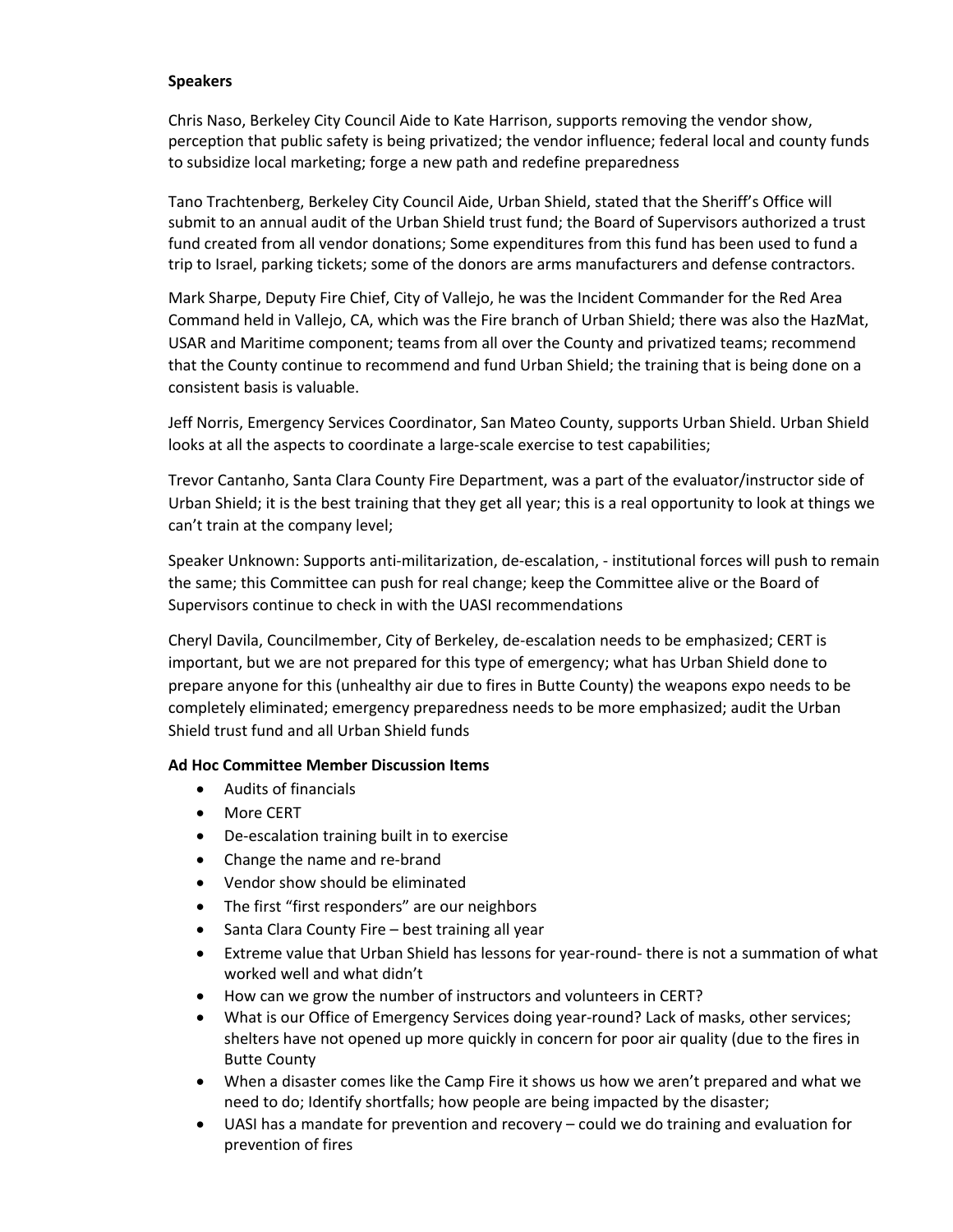**Speakers**

Chris Naso, Berkeley City Council Aide to Kate Harrison, supports removing the vendor show, perception that public safety is being privatized; the vendor influence; federal local and county funds to subsidize local marketing; forge a new path and redefine preparedness

Tano Trachtenberg, Berkeley City Council Aide, Urban Shield, stated that the Sheriff's Office will submit to an annual audit of the Urban Shield trust fund; the Board of Supervisors authorized a trust fund created from all vendor donations; Some expenditures from this fund has been used to fund a trip to Israel, parking tickets; some of the donors are arms manufacturers and defense contractors.

Mark Sharpe, Deputy Fire Chief, City of Vallejo, he was the Incident Commander for the Red Area Command held in Vallejo, CA, which was the Fire branch of Urban Shield; there was also the HazMat, USAR and Maritime component; teams from all over the County and privatized teams; recommend that the County continue to recommend and fund Urban Shield; the training that is being done on a consistent basis is valuable.

Jeff Norris, Emergency Services Coordinator, San Mateo County, supports Urban Shield. Urban Shield looks at all the aspects to coordinate a large-scale exercise to test capabilities;

Trevor Cantanho, Santa Clara County Fire Department, was a part of the evaluator/instructor side of Urban Shield; it is the best training that they get all year; this is a real opportunity to look at things we can't train at the company level;

Speaker Unknown: Supports anti-militarization, de-escalation, - institutional forces will push to remain the same; this Committee can push for real change; keep the Committee alive or the Board of Supervisors continue to check in with the UASI recommendations

Cheryl Davila, Councilmember, City of Berkeley, de-escalation needs to be emphasized; CERT is important, but we are not prepared for this type of emergency; what has Urban Shield done to prepare anyone for this (unhealthy air due to fires in Butte County) the weapons expo needs to be completely eliminated; emergency preparedness needs to be more emphasized; audit the Urban Shield trust fund and all Urban Shield funds

**Ad Hoc Committee Member Discussion Items**

- Audits of financials
- More CERT
- De-escalation training built in to exercise
- Change the name and re-brand
- Vendor show should be eliminated
- The first "first responders" are our neighbors
- Santa Clara County Fire – best training all year
- Extreme value that Urban Shield has lessons for year-round- there is not a summation of what worked well and what didn't
- How can we grow the number of instructors and volunteers in CERT?
- What is our Office of Emergency Services doing year-round? Lack of masks, other services; shelters have not opened up more quickly in concern for poor air quality (due to the fires in Butte County
- When a disaster comes like the Camp Fire it shows us how we aren't prepared and what we need to do; Identify shortfalls; how people are being impacted by the disaster;
- UASI has a mandate for prevention and recovery – could we do training and evaluation for prevention of fires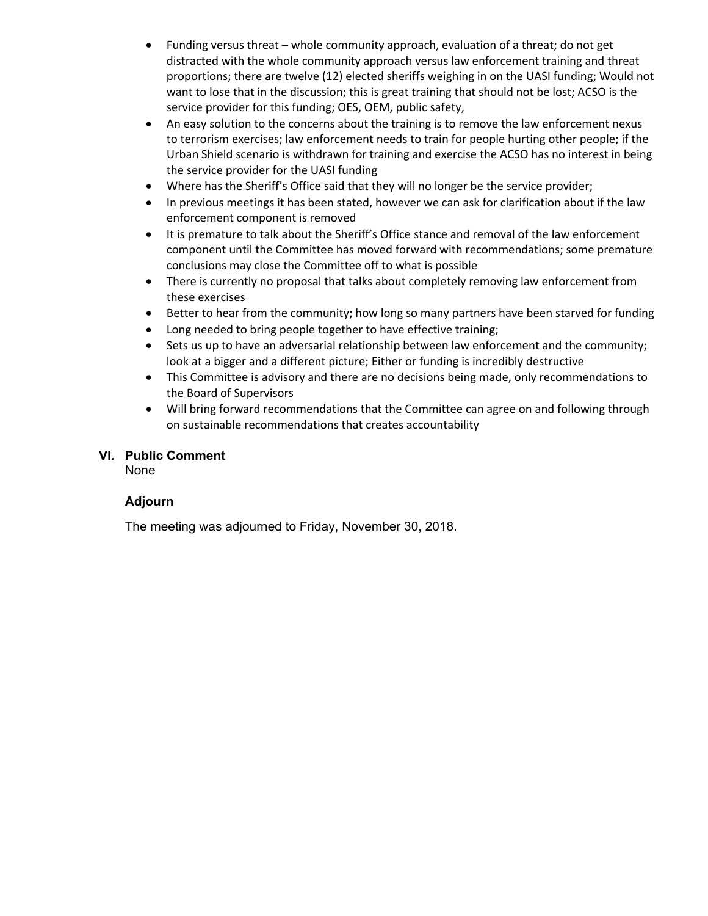- Funding versus threat – whole community approach, evaluation of a threat; do not get distracted with the whole community approach versus law enforcement training and threat proportions; there are twelve (12) elected sheriffs weighing in on the UASI funding; Would not want to lose that in the discussion; this is great training that should not be lost; ACSO is the service provider for this funding; OES, OEM, public safety,
- An easy solution to the concerns about the training is to remove the law enforcement nexus to terrorism exercises; law enforcement needs to train for people hurting other people; if the Urban Shield scenario is withdrawn for training and exercise the ACSO has no interest in being the service provider for the UASI funding
- Where has the Sheriff's Office said that they will no longer be the service provider;
- In previous meetings it has been stated, however we can ask for clarification about if the law enforcement component is removed
- It is premature to talk about the Sheriff's Office stance and removal of the law enforcement component until the Committee has moved forward with recommendations; some premature conclusions may close the Committee off to what is possible
- There is currently no proposal that talks about completely removing law enforcement from these exercises
- Better to hear from the community; how long so many partners have been starved for funding
- Long needed to bring people together to have effective training;
- Sets us up to have an adversarial relationship between law enforcement and the community; look at a bigger and a different picture; Either or funding is incredibly destructive
- This Committee is advisory and there are no decisions being made, only recommendations to the Board of Supervisors
- Will bring forward recommendations that the Committee can agree on and following through on sustainable recommendations that creates accountability

## VI. Public Comment

None

### Adjourn

The meeting was adjourned to Friday, November 30, 2018.